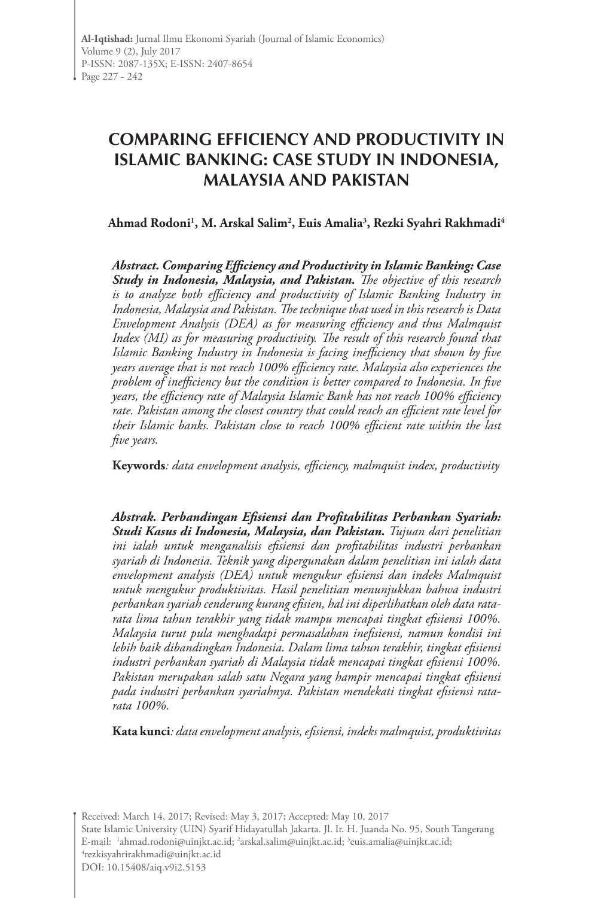# COMPARING EFFICIENCY AND PRODUCTIVITY IN ISLAMIC BANKING: CASE STUDY IN INDONESIA, MALAYSIA AND PAKISTAN

**Ahmad Rodoni[1], M. Arskal Salim[2], Euis Amalia[3], Rezki Syahri Rakhmadi[4]**

***Abstract. Comparing Efficiency and Productivity in Islamic Banking: Case Study in Indonesia, Malaysia, and Pakistan.*** *The objective of this research is to analyze both efficiency and productivity of Islamic Banking Industry in Indonesia, Malaysia and Pakistan. The technique that used in this research is Data Envelopment Analysis (DEA) as for measuring efficiency and thus Malmquist Index (MI) as for measuring productivity. The result of this research found that Islamic Banking Industry in Indonesia is facing inefficiency that shown by five years average that is not reach 100% efficiency rate. Malaysia also experiences the problem of inefficiency but the condition is better compared to Indonesia. In five years, the efficiency rate of Malaysia Islamic Bank has not reach 100% efficiency rate. Pakistan among the closest country that could reach an efficient rate level for their Islamic banks. Pakistan close to reach 100% efficient rate within the last five years.*

**Keywords***: data envelopment analysis, efficiency, malmquist index, productivity*

***Abstrak. Perbandingan Efisiensi dan Profitabilitas Perbankan Syariah: Studi Kasus di Indonesia, Malaysia, dan Pakistan.*** *Tujuan dari penelitian ini ialah untuk menganalisis efisiensi dan profitabilitas industri perbankan syariah di Indonesia. Teknik yang dipergunakan dalam penelitian ini ialah data envelopment analysis (DEA) untuk mengukur efisiensi dan indeks Malmquist untuk mengukur produktivitas. Hasil penelitian menunjukkan bahwa industri perbankan syariah cenderung kurang efisien, hal ini diperlihatkan oleh data rata-rata lima tahun terakhir yang tidak mampu mencapai tingkat efisiensi 100%. Malaysia turut pula menghadapi permasalahan inefisiensi, namun kondisi ini lebih baik dibandingkan Indonesia. Dalam lima tahun terakhir, tingkat efisiensi industri perbankan syariah di Malaysia tidak mencapai tingkat efisiensi 100%. Pakistan merupakan salah satu Negara yang hampir mencapai tingkat efisiensi pada industri perbankan syariahnya. Pakistan mendekati tingkat efisiensi rata-rata 100%.*

**Kata kunci***: data envelopment analysis, efisiensi, indeks malmquist, produktivitas*

Received: March 14, 2017; Revised: May 3, 2017; Accepted: May 10, 2017
State Islamic University (UIN) Syarif Hidayatullah Jakarta. Jl. Ir. H. Juanda No. 95, South Tangerang
E-mail: [1]ahmad.rodoni@uinjkt.ac.id; [2]arskal.salim@uinjkt.ac.id; [3]euis.amalia@uinjkt.ac.id; [4]rezkisyahrirakhmadi@uinjkt.ac.id
DOI: 10.15408/aiq.v9i2.5153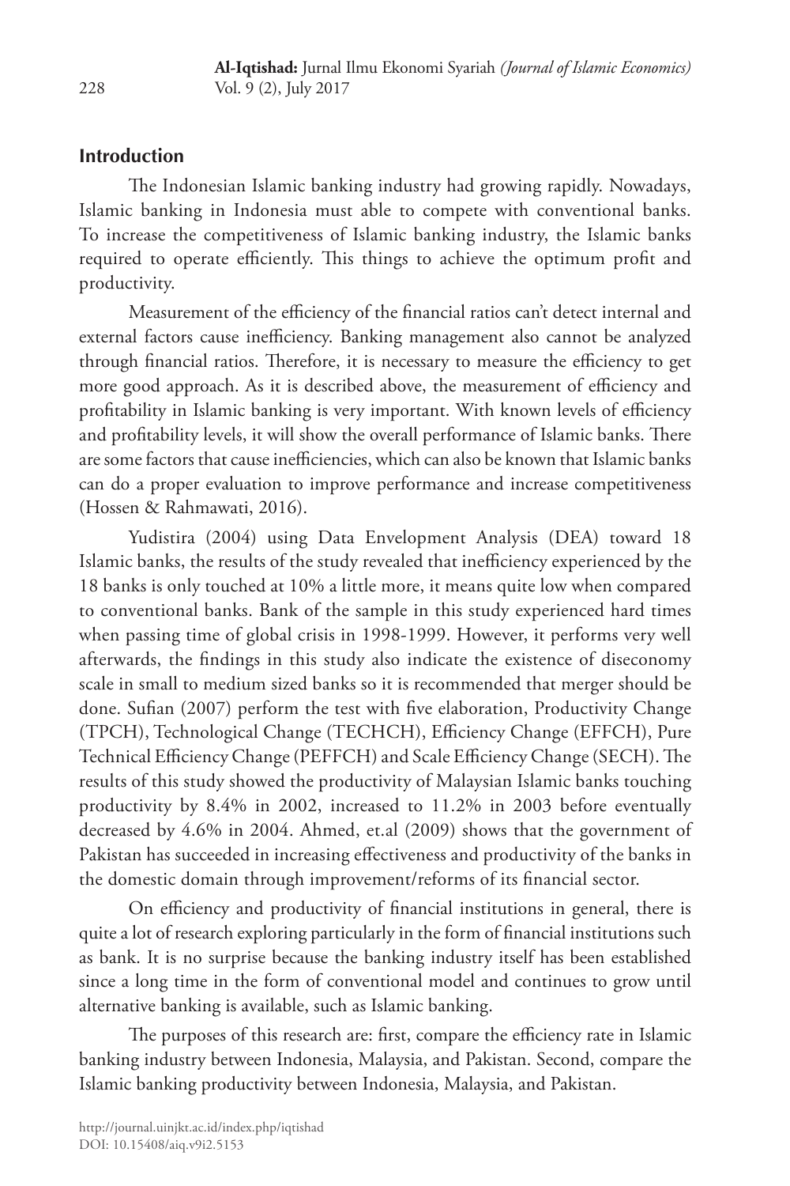## Introduction

The Indonesian Islamic banking industry had growing rapidly. Nowadays, Islamic banking in Indonesia must able to compete with conventional banks. To increase the competitiveness of Islamic banking industry, the Islamic banks required to operate efficiently. This things to achieve the optimum profit and productivity.

Measurement of the efficiency of the financial ratios can't detect internal and external factors cause inefficiency. Banking management also cannot be analyzed through financial ratios. Therefore, it is necessary to measure the efficiency to get more good approach. As it is described above, the measurement of efficiency and profitability in Islamic banking is very important. With known levels of efficiency and profitability levels, it will show the overall performance of Islamic banks. There are some factors that cause inefficiencies, which can also be known that Islamic banks can do a proper evaluation to improve performance and increase competitiveness (Hossen & Rahmawati, 2016).

Yudistira (2004) using Data Envelopment Analysis (DEA) toward 18 Islamic banks, the results of the study revealed that inefficiency experienced by the 18 banks is only touched at 10% a little more, it means quite low when compared to conventional banks. Bank of the sample in this study experienced hard times when passing time of global crisis in 1998-1999. However, it performs very well afterwards, the findings in this study also indicate the existence of diseconomy scale in small to medium sized banks so it is recommended that merger should be done. Sufian (2007) perform the test with five elaboration, Productivity Change (TPCH), Technological Change (TECHCH), Efficiency Change (EFFCH), Pure Technical Efficiency Change (PEFFCH) and Scale Efficiency Change (SECH). The results of this study showed the productivity of Malaysian Islamic banks touching productivity by 8.4% in 2002, increased to 11.2% in 2003 before eventually decreased by 4.6% in 2004. Ahmed, et.al (2009) shows that the government of Pakistan has succeeded in increasing effectiveness and productivity of the banks in the domestic domain through improvement/reforms of its financial sector.

On efficiency and productivity of financial institutions in general, there is quite a lot of research exploring particularly in the form of financial institutions such as bank. It is no surprise because the banking industry itself has been established since a long time in the form of conventional model and continues to grow until alternative banking is available, such as Islamic banking.

The purposes of this research are: first, compare the efficiency rate in Islamic banking industry between Indonesia, Malaysia, and Pakistan. Second, compare the Islamic banking productivity between Indonesia, Malaysia, and Pakistan.

http://journal.uinjkt.ac.id/index.php/iqtishad
DOI: 10.15408/aiq.v9i2.5153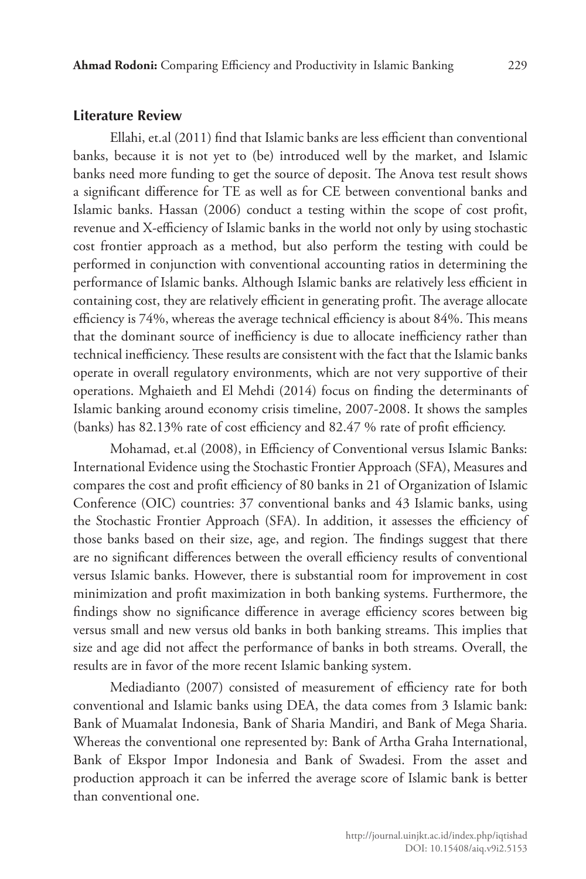## Literature Review

Ellahi, et.al (2011) find that Islamic banks are less efficient than conventional banks, because it is not yet to (be) introduced well by the market, and Islamic banks need more funding to get the source of deposit. The Anova test result shows a significant difference for TE as well as for CE between conventional banks and Islamic banks. Hassan (2006) conduct a testing within the scope of cost profit, revenue and X-efficiency of Islamic banks in the world not only by using stochastic cost frontier approach as a method, but also perform the testing with could be performed in conjunction with conventional accounting ratios in determining the performance of Islamic banks. Although Islamic banks are relatively less efficient in containing cost, they are relatively efficient in generating profit. The average allocate efficiency is 74%, whereas the average technical efficiency is about 84%. This means that the dominant source of inefficiency is due to allocate inefficiency rather than technical inefficiency. These results are consistent with the fact that the Islamic banks operate in overall regulatory environments, which are not very supportive of their operations. Mghaieth and El Mehdi (2014) focus on finding the determinants of Islamic banking around economy crisis timeline, 2007-2008. It shows the samples (banks) has 82.13% rate of cost efficiency and 82.47 % rate of profit efficiency.

Mohamad, et.al (2008), in Efficiency of Conventional versus Islamic Banks: International Evidence using the Stochastic Frontier Approach (SFA), Measures and compares the cost and profit efficiency of 80 banks in 21 of Organization of Islamic Conference (OIC) countries: 37 conventional banks and 43 Islamic banks, using the Stochastic Frontier Approach (SFA). In addition, it assesses the efficiency of those banks based on their size, age, and region. The findings suggest that there are no significant differences between the overall efficiency results of conventional versus Islamic banks. However, there is substantial room for improvement in cost minimization and profit maximization in both banking systems. Furthermore, the findings show no significance difference in average efficiency scores between big versus small and new versus old banks in both banking streams. This implies that size and age did not affect the performance of banks in both streams. Overall, the results are in favor of the more recent Islamic banking system.

Mediadianto (2007) consisted of measurement of efficiency rate for both conventional and Islamic banks using DEA, the data comes from 3 Islamic bank: Bank of Muamalat Indonesia, Bank of Sharia Mandiri, and Bank of Mega Sharia. Whereas the conventional one represented by: Bank of Artha Graha International, Bank of Ekspor Impor Indonesia and Bank of Swadesi. From the asset and production approach it can be inferred the average score of Islamic bank is better than conventional one.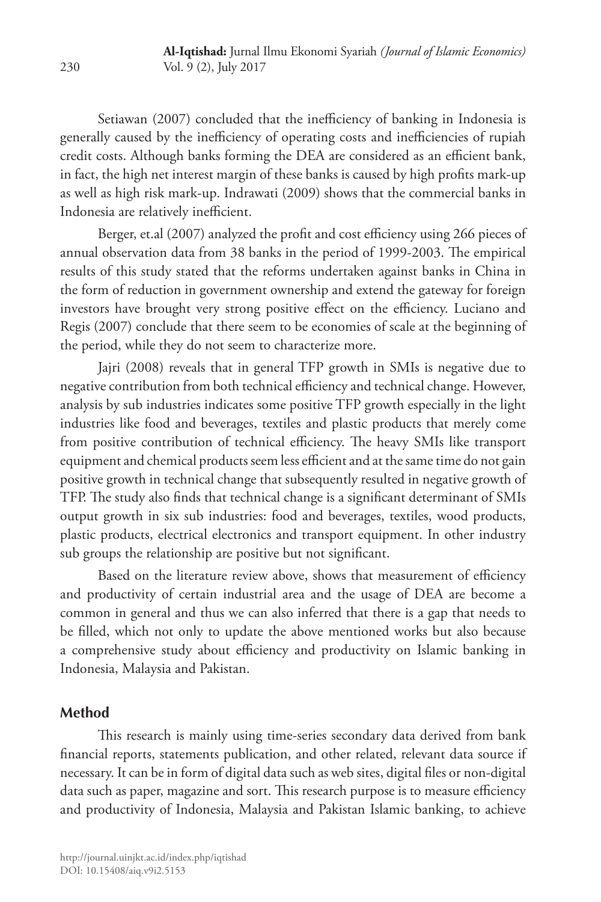Setiawan (2007) concluded that the inefficiency of banking in Indonesia is generally caused by the inefficiency of operating costs and inefficiencies of rupiah credit costs. Although banks forming the DEA are considered as an efficient bank, in fact, the high net interest margin of these banks is caused by high profits mark-up as well as high risk mark-up. Indrawati (2009) shows that the commercial banks in Indonesia are relatively inefficient.

Berger, et.al (2007) analyzed the profit and cost efficiency using 266 pieces of annual observation data from 38 banks in the period of 1999-2003. The empirical results of this study stated that the reforms undertaken against banks in China in the form of reduction in government ownership and extend the gateway for foreign investors have brought very strong positive effect on the efficiency. Luciano and Regis (2007) conclude that there seem to be economies of scale at the beginning of the period, while they do not seem to characterize more.

Jajri (2008) reveals that in general TFP growth in SMIs is negative due to negative contribution from both technical efficiency and technical change. However, analysis by sub industries indicates some positive TFP growth especially in the light industries like food and beverages, textiles and plastic products that merely come from positive contribution of technical efficiency. The heavy SMIs like transport equipment and chemical products seem less efficient and at the same time do not gain positive growth in technical change that subsequently resulted in negative growth of TFP. The study also finds that technical change is a significant determinant of SMIs output growth in six sub industries: food and beverages, textiles, wood products, plastic products, electrical electronics and transport equipment. In other industry sub groups the relationship are positive but not significant.

Based on the literature review above, shows that measurement of efficiency and productivity of certain industrial area and the usage of DEA are become a common in general and thus we can also inferred that there is a gap that needs to be filled, which not only to update the above mentioned works but also because a comprehensive study about efficiency and productivity on Islamic banking in Indonesia, Malaysia and Pakistan.

## Method

This research is mainly using time-series secondary data derived from bank financial reports, statements publication, and other related, relevant data source if necessary. It can be in form of digital data such as web sites, digital files or non-digital data such as paper, magazine and sort. This research purpose is to measure efficiency and productivity of Indonesia, Malaysia and Pakistan Islamic banking, to achieve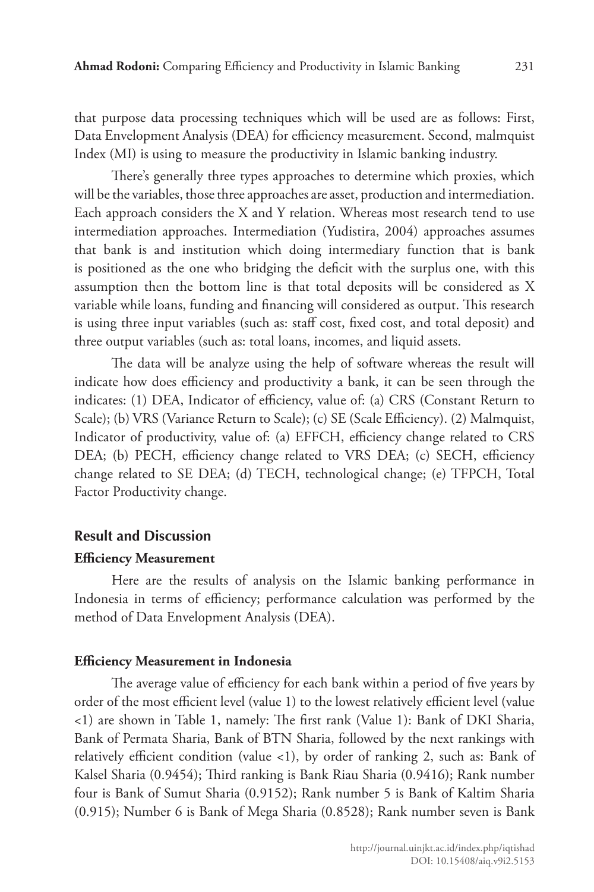that purpose data processing techniques which will be used are as follows: First, Data Envelopment Analysis (DEA) for efficiency measurement. Second, malmquist Index (MI) is using to measure the productivity in Islamic banking industry.

There's generally three types approaches to determine which proxies, which will be the variables, those three approaches are asset, production and intermediation. Each approach considers the X and Y relation. Whereas most research tend to use intermediation approaches. Intermediation (Yudistira, 2004) approaches assumes that bank is and institution which doing intermediary function that is bank is positioned as the one who bridging the deficit with the surplus one, with this assumption then the bottom line is that total deposits will be considered as X variable while loans, funding and financing will considered as output. This research is using three input variables (such as: staff cost, fixed cost, and total deposit) and three output variables (such as: total loans, incomes, and liquid assets.

The data will be analyze using the help of software whereas the result will indicate how does efficiency and productivity a bank, it can be seen through the indicates: (1) DEA, Indicator of efficiency, value of: (a) CRS (Constant Return to Scale); (b) VRS (Variance Return to Scale); (c) SE (Scale Efficiency). (2) Malmquist, Indicator of productivity, value of: (a) EFFCH, efficiency change related to CRS DEA; (b) PECH, efficiency change related to VRS DEA; (c) SECH, efficiency change related to SE DEA; (d) TECH, technological change; (e) TFPCH, Total Factor Productivity change.

## Result and Discussion

### Efficiency Measurement

Here are the results of analysis on the Islamic banking performance in Indonesia in terms of efficiency; performance calculation was performed by the method of Data Envelopment Analysis (DEA).

### Efficiency Measurement in Indonesia

The average value of efficiency for each bank within a period of five years by order of the most efficient level (value 1) to the lowest relatively efficient level (value <1) are shown in Table 1, namely: The first rank (Value 1): Bank of DKI Sharia, Bank of Permata Sharia, Bank of BTN Sharia, followed by the next rankings with relatively efficient condition (value <1), by order of ranking 2, such as: Bank of Kalsel Sharia (0.9454); Third ranking is Bank Riau Sharia (0.9416); Rank number four is Bank of Sumut Sharia (0.9152); Rank number 5 is Bank of Kaltim Sharia (0.915); Number 6 is Bank of Mega Sharia (0.8528); Rank number seven is Bank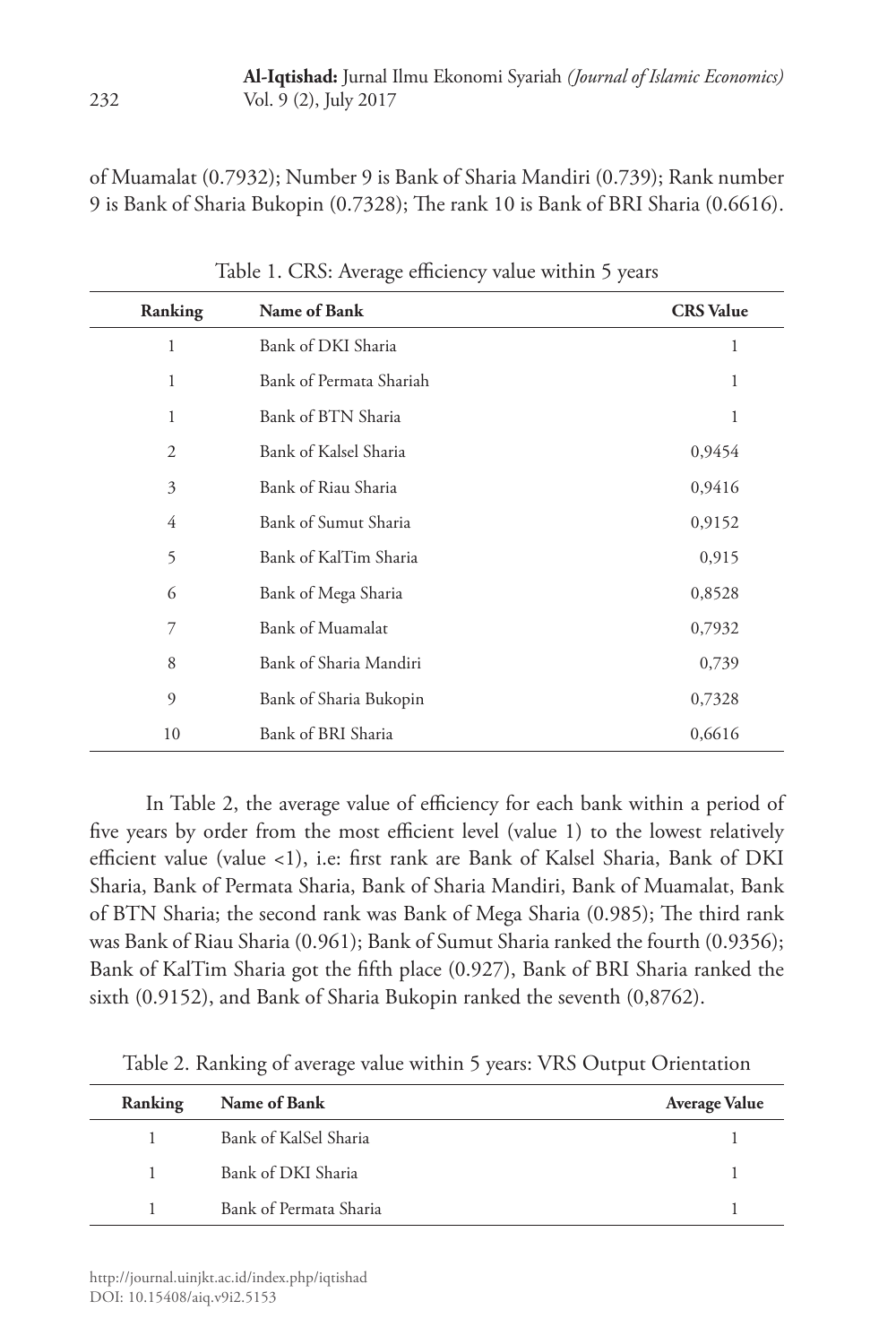of Muamalat (0.7932); Number 9 is Bank of Sharia Mandiri (0.739); Rank number 9 is Bank of Sharia Bukopin (0.7328); The rank 10 is Bank of BRI Sharia (0.6616).

Table 1. CRS: Average efficiency value within 5 years

| Ranking | Name of Bank | CRS Value |
|---|---|---|
| 1 | Bank of DKI Sharia | 1 |
| 1 | Bank of Permata Shariah | 1 |
| 1 | Bank of BTN Sharia | 1 |
| 2 | Bank of Kalsel Sharia | 0,9454 |
| 3 | Bank of Riau Sharia | 0,9416 |
| 4 | Bank of Sumut Sharia | 0,9152 |
| 5 | Bank of KalTim Sharia | 0,915 |
| 6 | Bank of Mega Sharia | 0,8528 |
| 7 | Bank of Muamalat | 0,7932 |
| 8 | Bank of Sharia Mandiri | 0,739 |
| 9 | Bank of Sharia Bukopin | 0,7328 |
| 10 | Bank of BRI Sharia | 0,6616 |

In Table 2, the average value of efficiency for each bank within a period of five years by order from the most efficient level (value 1) to the lowest relatively efficient value (value <1), i.e: first rank are Bank of Kalsel Sharia, Bank of DKI Sharia, Bank of Permata Sharia, Bank of Sharia Mandiri, Bank of Muamalat, Bank of BTN Sharia; the second rank was Bank of Mega Sharia (0.985); The third rank was Bank of Riau Sharia (0.961); Bank of Sumut Sharia ranked the fourth (0.9356); Bank of KalTim Sharia got the fifth place (0.927), Bank of BRI Sharia ranked the sixth (0.9152), and Bank of Sharia Bukopin ranked the seventh (0,8762).

Table 2. Ranking of average value within 5 years: VRS Output Orientation

| Ranking | Name of Bank | Average Value |
|---|---|---|
| 1 | Bank of KalSel Sharia | 1 |
| 1 | Bank of DKI Sharia | 1 |
| 1 | Bank of Permata Sharia | 1 |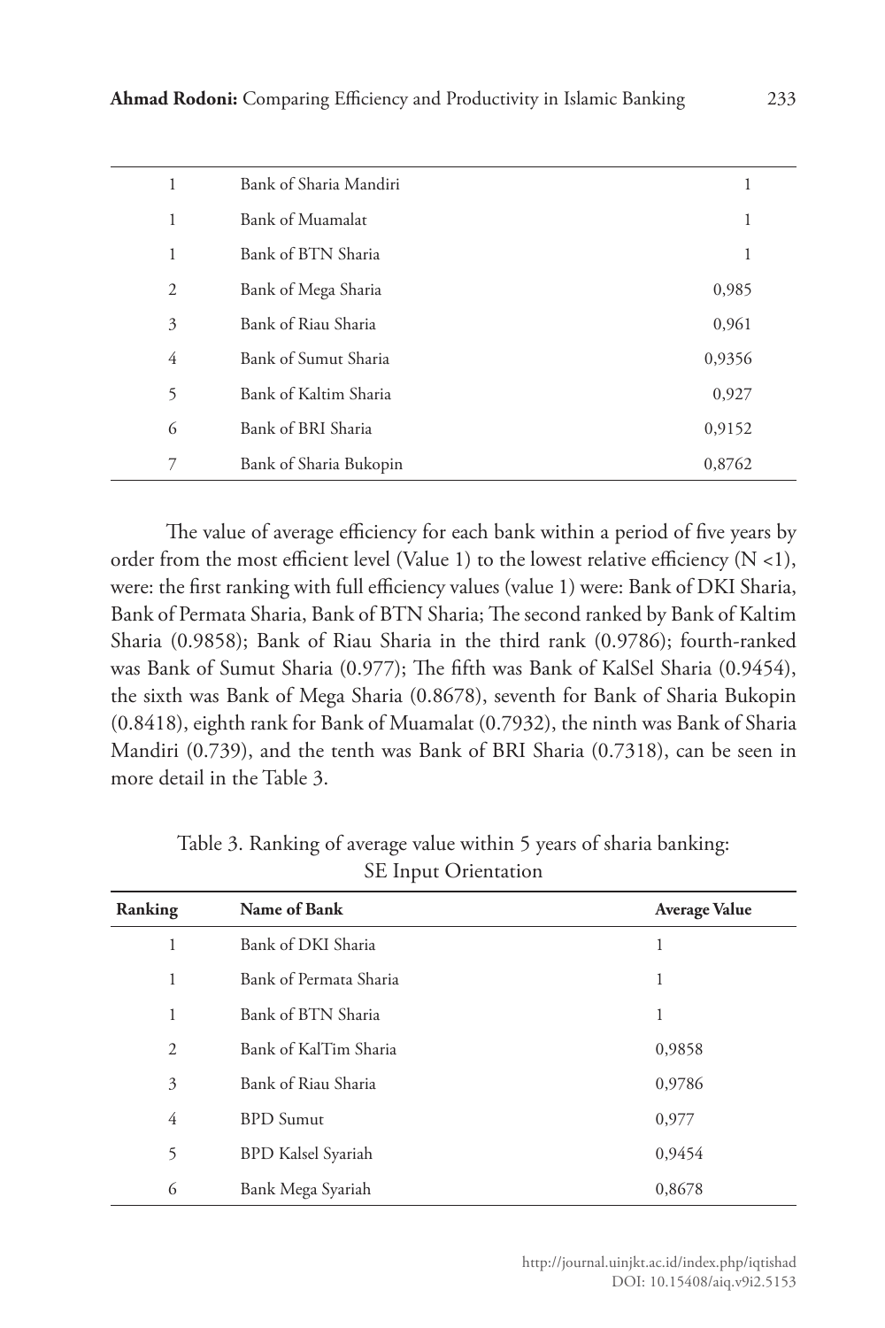| | | |
|---|---|---|
| 1 | Bank of Sharia Mandiri | 1 |
| 1 | Bank of Muamalat | 1 |
| 1 | Bank of BTN Sharia | 1 |
| 2 | Bank of Mega Sharia | 0,985 |
| 3 | Bank of Riau Sharia | 0,961 |
| 4 | Bank of Sumut Sharia | 0,9356 |
| 5 | Bank of Kaltim Sharia | 0,927 |
| 6 | Bank of BRI Sharia | 0,9152 |
| 7 | Bank of Sharia Bukopin | 0,8762 |

The value of average efficiency for each bank within a period of five years by order from the most efficient level (Value 1) to the lowest relative efficiency (N <1), were: the first ranking with full efficiency values (value 1) were: Bank of DKI Sharia, Bank of Permata Sharia, Bank of BTN Sharia; The second ranked by Bank of Kaltim Sharia (0.9858); Bank of Riau Sharia in the third rank (0.9786); fourth-ranked was Bank of Sumut Sharia (0.977); The fifth was Bank of KalSel Sharia (0.9454), the sixth was Bank of Mega Sharia (0.8678), seventh for Bank of Sharia Bukopin (0.8418), eighth rank for Bank of Muamalat (0.7932), the ninth was Bank of Sharia Mandiri (0.739), and the tenth was Bank of BRI Sharia (0.7318), can be seen in more detail in the Table 3.

Table 3. Ranking of average value within 5 years of sharia banking: SE Input Orientation

| Ranking | Name of Bank | Average Value |
|---|---|---|
| 1 | Bank of DKI Sharia | 1 |
| 1 | Bank of Permata Sharia | 1 |
| 1 | Bank of BTN Sharia | 1 |
| 2 | Bank of KalTim Sharia | 0,9858 |
| 3 | Bank of Riau Sharia | 0,9786 |
| 4 | BPD Sumut | 0,977 |
| 5 | BPD Kalsel Syariah | 0,9454 |
| 6 | Bank Mega Syariah | 0,8678 |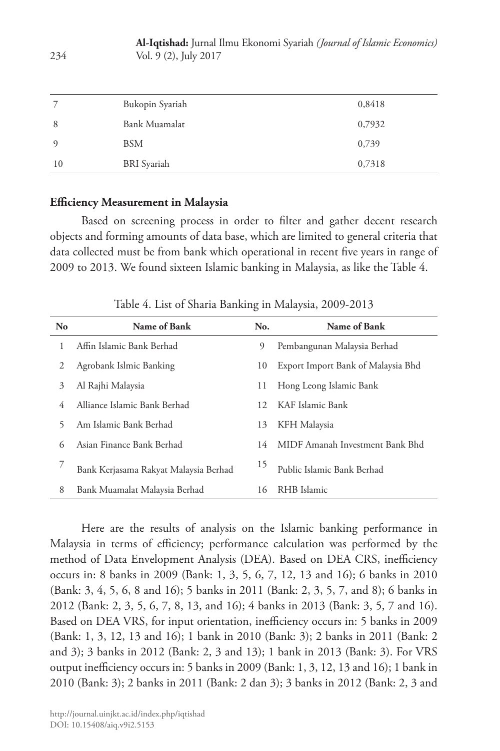| | | |
|---|---|---|
| 7 | Bukopin Syariah | 0,8418 |
| 8 | Bank Muamalat | 0,7932 |
| 9 | BSM | 0,739 |
| 10 | BRI Syariah | 0,7318 |

### Efficiency Measurement in Malaysia

Based on screening process in order to filter and gather decent research objects and forming amounts of data base, which are limited to general criteria that data collected must be from bank which operational in recent five years in range of 2009 to 2013. We found sixteen Islamic banking in Malaysia, as like the Table 4.

Table 4. List of Sharia Banking in Malaysia, 2009-2013

| No | Name of Bank | No. | Name of Bank |
|---|---|---|---|
| 1 | Affin Islamic Bank Berhad | 9 | Pembangunan Malaysia Berhad |
| 2 | Agrobank Islmic Banking | 10 | Export Import Bank of Malaysia Bhd |
| 3 | Al Rajhi Malaysia | 11 | Hong Leong Islamic Bank |
| 4 | Alliance Islamic Bank Berhad | 12 | KAF Islamic Bank |
| 5 | Am Islamic Bank Berhad | 13 | KFH Malaysia |
| 6 | Asian Finance Bank Berhad | 14 | MIDF Amanah Investment Bank Bhd |
| 7 | Bank Kerjasama Rakyat Malaysia Berhad | 15 | Public Islamic Bank Berhad |
| 8 | Bank Muamalat Malaysia Berhad | 16 | RHB Islamic |

Here are the results of analysis on the Islamic banking performance in Malaysia in terms of efficiency; performance calculation was performed by the method of Data Envelopment Analysis (DEA). Based on DEA CRS, inefficiency occurs in: 8 banks in 2009 (Bank: 1, 3, 5, 6, 7, 12, 13 and 16); 6 banks in 2010 (Bank: 3, 4, 5, 6, 8 and 16); 5 banks in 2011 (Bank: 2, 3, 5, 7, and 8); 6 banks in 2012 (Bank: 2, 3, 5, 6, 7, 8, 13, and 16); 4 banks in 2013 (Bank: 3, 5, 7 and 16). Based on DEA VRS, for input orientation, inefficiency occurs in: 5 banks in 2009 (Bank: 1, 3, 12, 13 and 16); 1 bank in 2010 (Bank: 3); 2 banks in 2011 (Bank: 2 and 3); 3 banks in 2012 (Bank: 2, 3 and 13); 1 bank in 2013 (Bank: 3). For VRS output inefficiency occurs in: 5 banks in 2009 (Bank: 1, 3, 12, 13 and 16); 1 bank in 2010 (Bank: 3); 2 banks in 2011 (Bank: 2 dan 3); 3 banks in 2012 (Bank: 2, 3 and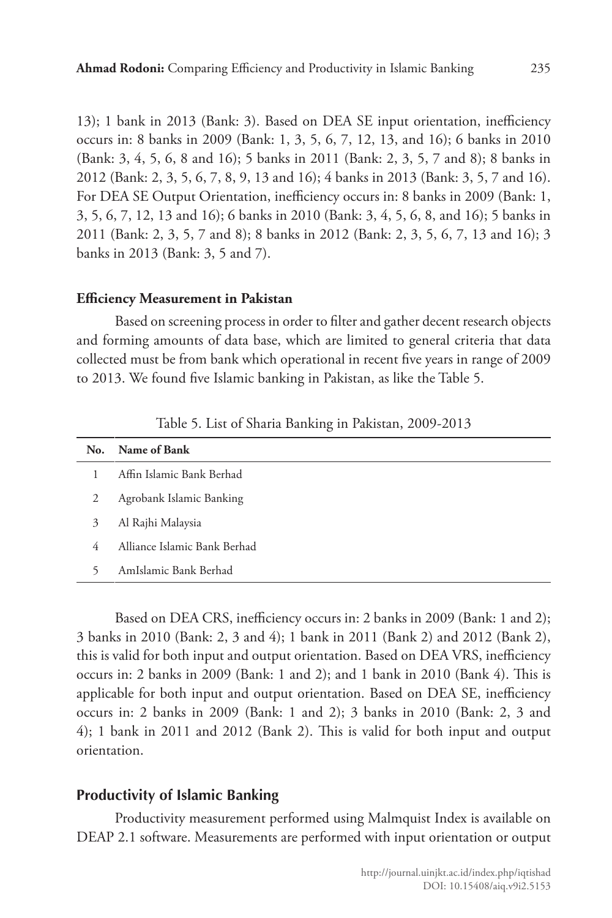13); 1 bank in 2013 (Bank: 3). Based on DEA SE input orientation, inefficiency occurs in: 8 banks in 2009 (Bank: 1, 3, 5, 6, 7, 12, 13, and 16); 6 banks in 2010 (Bank: 3, 4, 5, 6, 8 and 16); 5 banks in 2011 (Bank: 2, 3, 5, 7 and 8); 8 banks in 2012 (Bank: 2, 3, 5, 6, 7, 8, 9, 13 and 16); 4 banks in 2013 (Bank: 3, 5, 7 and 16). For DEA SE Output Orientation, inefficiency occurs in: 8 banks in 2009 (Bank: 1, 3, 5, 6, 7, 12, 13 and 16); 6 banks in 2010 (Bank: 3, 4, 5, 6, 8, and 16); 5 banks in 2011 (Bank: 2, 3, 5, 7 and 8); 8 banks in 2012 (Bank: 2, 3, 5, 6, 7, 13 and 16); 3 banks in 2013 (Bank: 3, 5 and 7).

#### Efficiency Measurement in Pakistan

Based on screening process in order to filter and gather decent research objects and forming amounts of data base, which are limited to general criteria that data collected must be from bank which operational in recent five years in range of 2009 to 2013. We found five Islamic banking in Pakistan, as like the Table 5.

Table 5. List of Sharia Banking in Pakistan, 2009-2013

| No. | Name of Bank |
|---|---|
| 1 | Affin Islamic Bank Berhad |
| 2 | Agrobank Islamic Banking |
| 3 | Al Rajhi Malaysia |
| 4 | Alliance Islamic Bank Berhad |
| 5 | AmIslamic Bank Berhad |

Based on DEA CRS, inefficiency occurs in: 2 banks in 2009 (Bank: 1 and 2); 3 banks in 2010 (Bank: 2, 3 and 4); 1 bank in 2011 (Bank 2) and 2012 (Bank 2), this is valid for both input and output orientation. Based on DEA VRS, inefficiency occurs in: 2 banks in 2009 (Bank: 1 and 2); and 1 bank in 2010 (Bank 4). This is applicable for both input and output orientation. Based on DEA SE, inefficiency occurs in: 2 banks in 2009 (Bank: 1 and 2); 3 banks in 2010 (Bank: 2, 3 and 4); 1 bank in 2011 and 2012 (Bank 2). This is valid for both input and output orientation.

### Productivity of Islamic Banking

Productivity measurement performed using Malmquist Index is available on DEAP 2.1 software. Measurements are performed with input orientation or output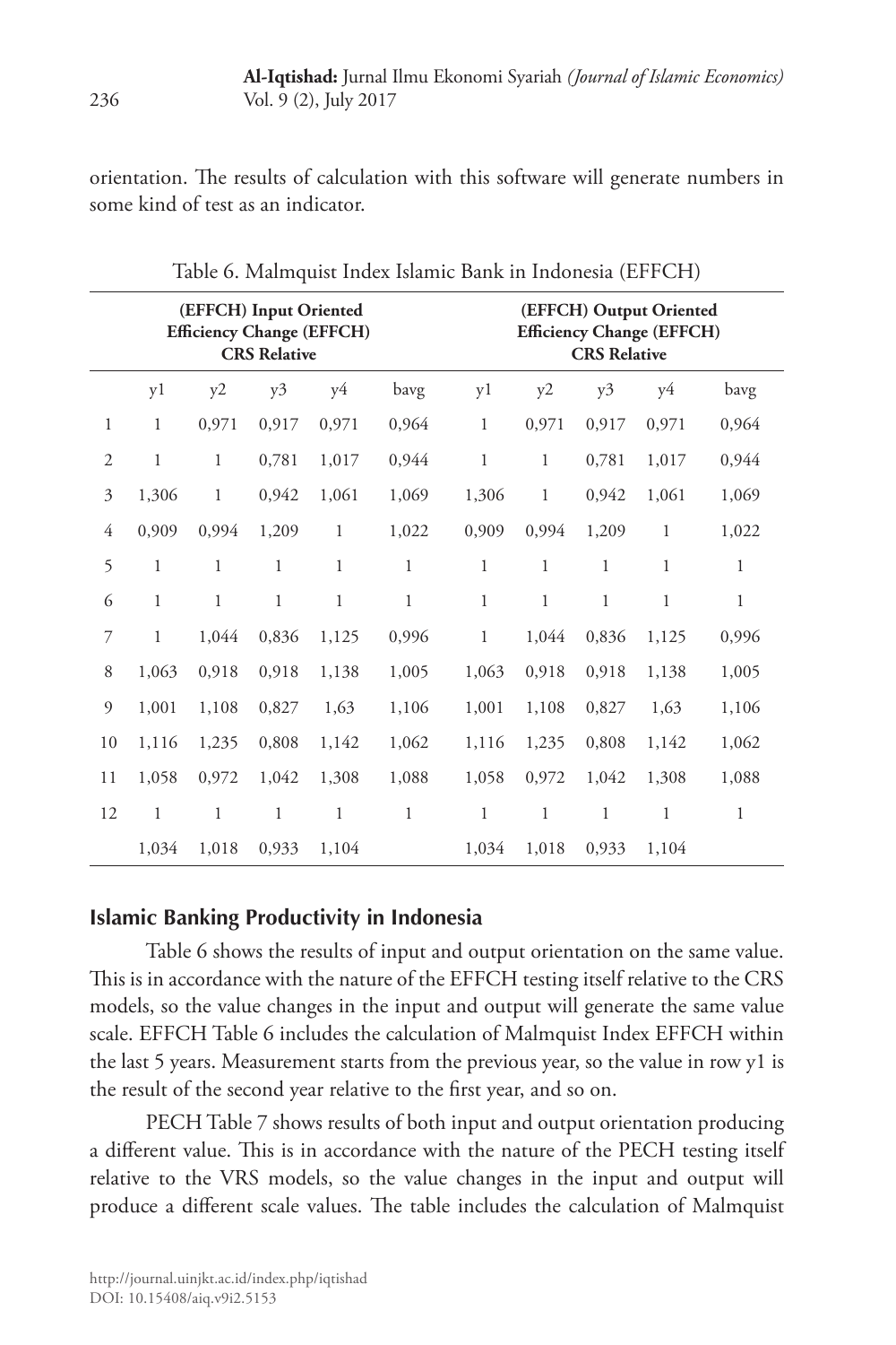orientation. The results of calculation with this software will generate numbers in some kind of test as an indicator.

Table 6. Malmquist Index Islamic Bank in Indonesia (EFFCH)

| | (EFFCH) Input Oriented Efficiency Change (EFFCH) CRS Relative | | | | | (EFFCH) Output Oriented Efficiency Change (EFFCH) CRS Relative | | | | |
|---|---|---|---|---|---|---|---|---|---|---|
| | y1 | y2 | y3 | y4 | bavg | y1 | y2 | y3 | y4 | bavg |
| 1 | 1 | 0,971 | 0,917 | 0,971 | 0,964 | 1 | 0,971 | 0,917 | 0,971 | 0,964 |
| 2 | 1 | 1 | 0,781 | 1,017 | 0,944 | 1 | 1 | 0,781 | 1,017 | 0,944 |
| 3 | 1,306 | 1 | 0,942 | 1,061 | 1,069 | 1,306 | 1 | 0,942 | 1,061 | 1,069 |
| 4 | 0,909 | 0,994 | 1,209 | 1 | 1,022 | 0,909 | 0,994 | 1,209 | 1 | 1,022 |
| 5 | 1 | 1 | 1 | 1 | 1 | 1 | 1 | 1 | 1 | 1 |
| 6 | 1 | 1 | 1 | 1 | 1 | 1 | 1 | 1 | 1 | 1 |
| 7 | 1 | 1,044 | 0,836 | 1,125 | 0,996 | 1 | 1,044 | 0,836 | 1,125 | 0,996 |
| 8 | 1,063 | 0,918 | 0,918 | 1,138 | 1,005 | 1,063 | 0,918 | 0,918 | 1,138 | 1,005 |
| 9 | 1,001 | 1,108 | 0,827 | 1,63 | 1,106 | 1,001 | 1,108 | 0,827 | 1,63 | 1,106 |
| 10 | 1,116 | 1,235 | 0,808 | 1,142 | 1,062 | 1,116 | 1,235 | 0,808 | 1,142 | 1,062 |
| 11 | 1,058 | 0,972 | 1,042 | 1,308 | 1,088 | 1,058 | 0,972 | 1,042 | 1,308 | 1,088 |
| 12 | 1 | 1 | 1 | 1 | 1 | 1 | 1 | 1 | 1 | 1 |
| | 1,034 | 1,018 | 0,933 | 1,104 | | 1,034 | 1,018 | 0,933 | 1,104 | |

## Islamic Banking Productivity in Indonesia

Table 6 shows the results of input and output orientation on the same value. This is in accordance with the nature of the EFFCH testing itself relative to the CRS models, so the value changes in the input and output will generate the same value scale. EFFCH Table 6 includes the calculation of Malmquist Index EFFCH within the last 5 years. Measurement starts from the previous year, so the value in row y1 is the result of the second year relative to the first year, and so on.

PECH Table 7 shows results of both input and output orientation producing a different value. This is in accordance with the nature of the PECH testing itself relative to the VRS models, so the value changes in the input and output will produce a different scale values. The table includes the calculation of Malmquist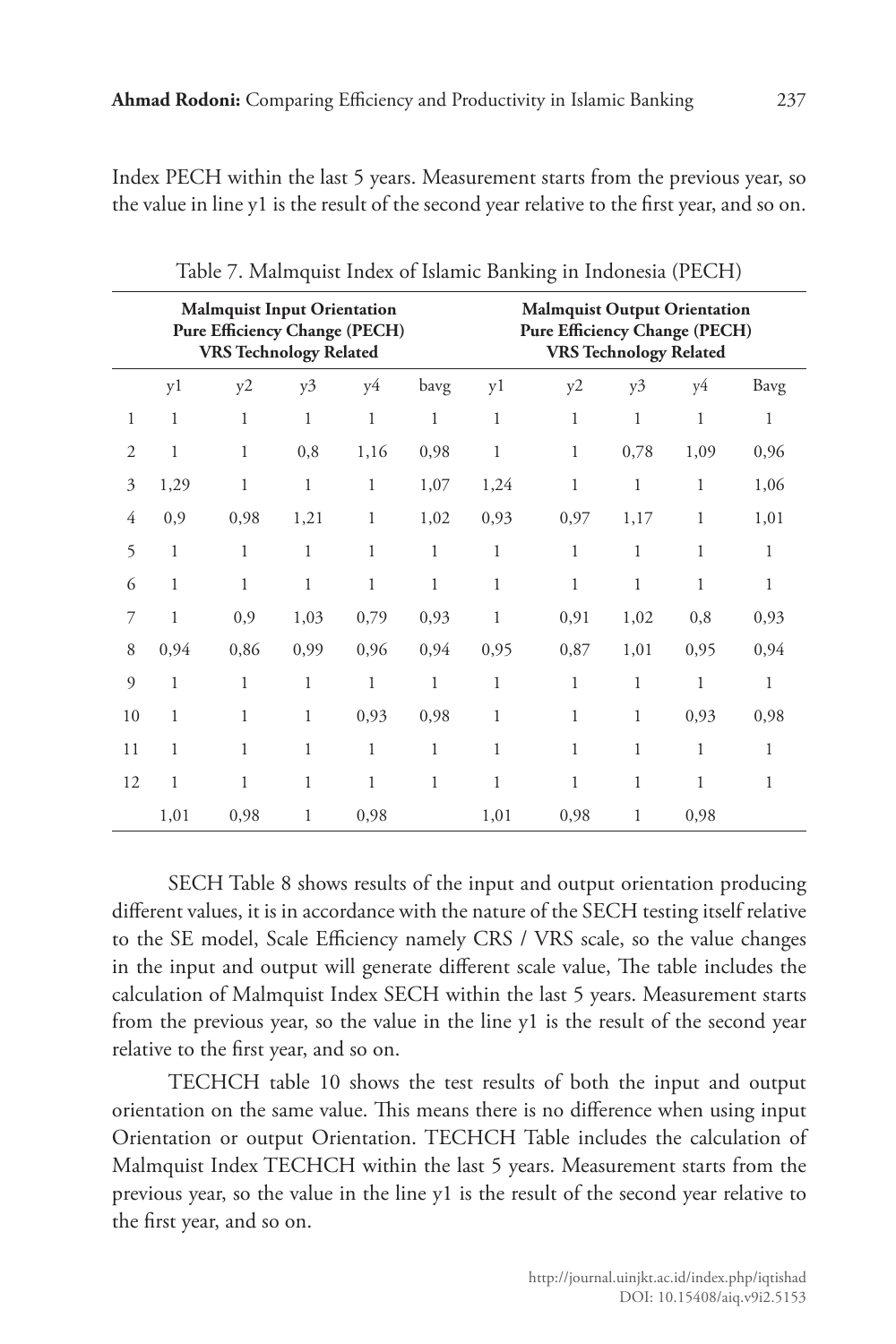Index PECH within the last 5 years. Measurement starts from the previous year, so the value in line y1 is the result of the second year relative to the first year, and so on.

Table 7. Malmquist Index of Islamic Banking in Indonesia (PECH)

| | **Malmquist Input Orientation Pure Efficiency Change (PECH) VRS Technology Related** | | | | | **Malmquist Output Orientation Pure Efficiency Change (PECH) VRS Technology Related** | | | | |
|---|---|---|---|---|---|---|---|---|---|---|
| | y1 | y2 | y3 | y4 | bavg | y1 | y2 | y3 | y4 | Bavg |
| 1 | 1 | 1 | 1 | 1 | 1 | 1 | 1 | 1 | 1 | 1 |
| 2 | 1 | 1 | 0,8 | 1,16 | 0,98 | 1 | 1 | 0,78 | 1,09 | 0,96 |
| 3 | 1,29 | 1 | 1 | 1 | 1,07 | 1,24 | 1 | 1 | 1 | 1,06 |
| 4 | 0,9 | 0,98 | 1,21 | 1 | 1,02 | 0,93 | 0,97 | 1,17 | 1 | 1,01 |
| 5 | 1 | 1 | 1 | 1 | 1 | 1 | 1 | 1 | 1 | 1 |
| 6 | 1 | 1 | 1 | 1 | 1 | 1 | 1 | 1 | 1 | 1 |
| 7 | 1 | 0,9 | 1,03 | 0,79 | 0,93 | 1 | 0,91 | 1,02 | 0,8 | 0,93 |
| 8 | 0,94 | 0,86 | 0,99 | 0,96 | 0,94 | 0,95 | 0,87 | 1,01 | 0,95 | 0,94 |
| 9 | 1 | 1 | 1 | 1 | 1 | 1 | 1 | 1 | 1 | 1 |
| 10 | 1 | 1 | 1 | 0,93 | 0,98 | 1 | 1 | 1 | 0,93 | 0,98 |
| 11 | 1 | 1 | 1 | 1 | 1 | 1 | 1 | 1 | 1 | 1 |
| 12 | 1 | 1 | 1 | 1 | 1 | 1 | 1 | 1 | 1 | 1 |
| | 1,01 | 0,98 | 1 | 0,98 | | 1,01 | 0,98 | 1 | 0,98 | |

SECH Table 8 shows results of the input and output orientation producing different values, it is in accordance with the nature of the SECH testing itself relative to the SE model, Scale Efficiency namely CRS / VRS scale, so the value changes in the input and output will generate different scale value, The table includes the calculation of Malmquist Index SECH within the last 5 years. Measurement starts from the previous year, so the value in the line y1 is the result of the second year relative to the first year, and so on.

TECHCH table 10 shows the test results of both the input and output orientation on the same value. This means there is no difference when using input Orientation or output Orientation. TECHCH Table includes the calculation of Malmquist Index TECHCH within the last 5 years. Measurement starts from the previous year, so the value in the line y1 is the result of the second year relative to the first year, and so on.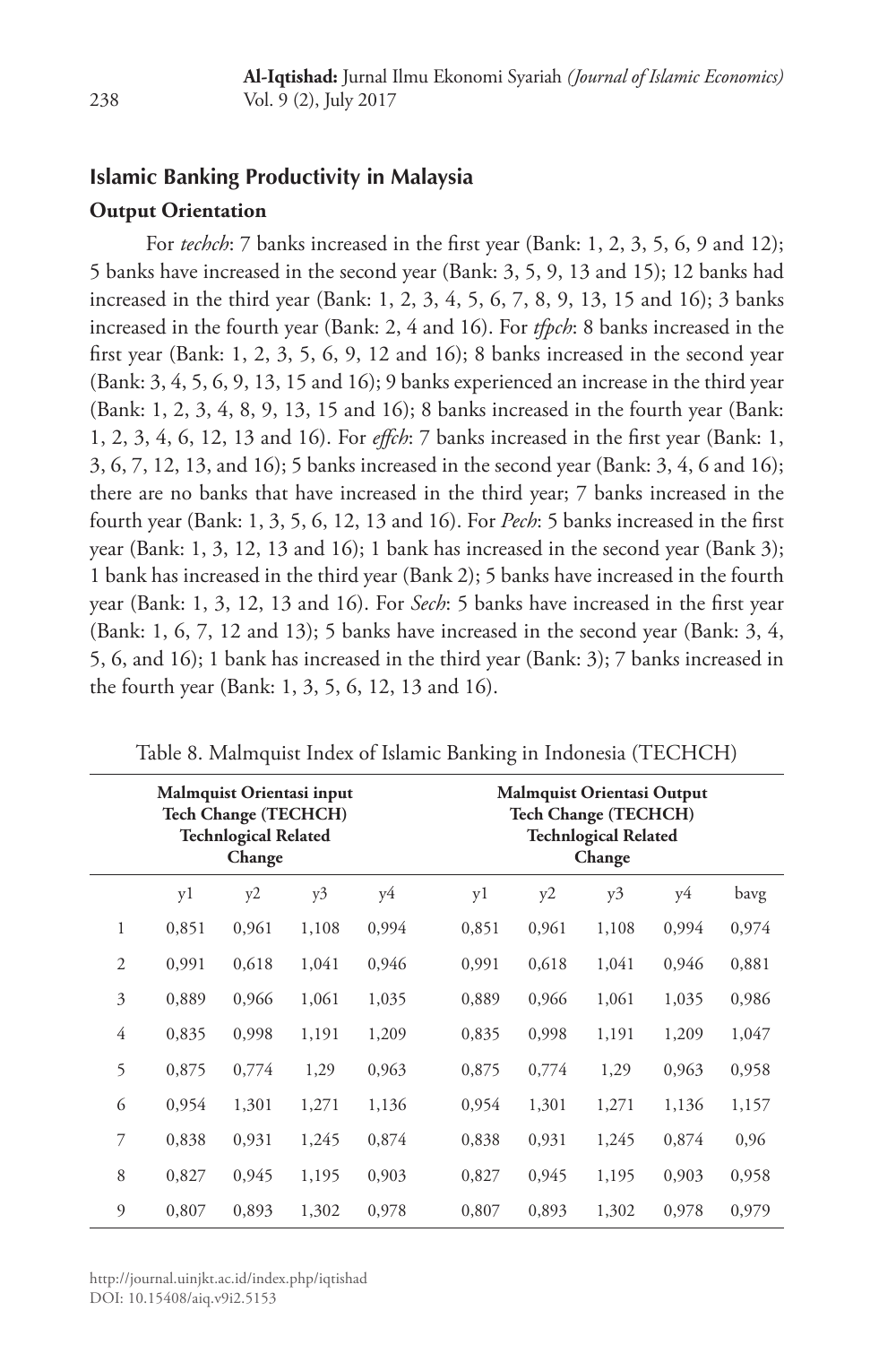## Islamic Banking Productivity in Malaysia

### Output Orientation

For *techch*: 7 banks increased in the first year (Bank: 1, 2, 3, 5, 6, 9 and 12); 5 banks have increased in the second year (Bank: 3, 5, 9, 13 and 15); 12 banks had increased in the third year (Bank: 1, 2, 3, 4, 5, 6, 7, 8, 9, 13, 15 and 16); 3 banks increased in the fourth year (Bank: 2, 4 and 16). For *tfpch*: 8 banks increased in the first year (Bank: 1, 2, 3, 5, 6, 9, 12 and 16); 8 banks increased in the second year (Bank: 3, 4, 5, 6, 9, 13, 15 and 16); 9 banks experienced an increase in the third year (Bank: 1, 2, 3, 4, 8, 9, 13, 15 and 16); 8 banks increased in the fourth year (Bank: 1, 2, 3, 4, 6, 12, 13 and 16). For *effch*: 7 banks increased in the first year (Bank: 1, 3, 6, 7, 12, 13, and 16); 5 banks increased in the second year (Bank: 3, 4, 6 and 16); there are no banks that have increased in the third year; 7 banks increased in the fourth year (Bank: 1, 3, 5, 6, 12, 13 and 16). For *Pech*: 5 banks increased in the first year (Bank: 1, 3, 12, 13 and 16); 1 bank has increased in the second year (Bank 3); 1 bank has increased in the third year (Bank 2); 5 banks have increased in the fourth year (Bank: 1, 3, 12, 13 and 16). For *Sech*: 5 banks have increased in the first year (Bank: 1, 6, 7, 12 and 13); 5 banks have increased in the second year (Bank: 3, 4, 5, 6, and 16); 1 bank has increased in the third year (Bank: 3); 7 banks increased in the fourth year (Bank: 1, 3, 5, 6, 12, 13 and 16).

Table 8. Malmquist Index of Islamic Banking in Indonesia (TECHCH)

| | Malmquist Orientasi input Tech Change (TECHCH) Technlogical Related Change | | | | Malmquist Orientasi Output Tech Change (TECHCH) Technlogical Related Change | | | | |
|---|---|---|---|---|---|---|---|---|---|
| | y1 | y2 | y3 | y4 | y1 | y2 | y3 | y4 | bavg |
| 1 | 0,851 | 0,961 | 1,108 | 0,994 | 0,851 | 0,961 | 1,108 | 0,994 | 0,974 |
| 2 | 0,991 | 0,618 | 1,041 | 0,946 | 0,991 | 0,618 | 1,041 | 0,946 | 0,881 |
| 3 | 0,889 | 0,966 | 1,061 | 1,035 | 0,889 | 0,966 | 1,061 | 1,035 | 0,986 |
| 4 | 0,835 | 0,998 | 1,191 | 1,209 | 0,835 | 0,998 | 1,191 | 1,209 | 1,047 |
| 5 | 0,875 | 0,774 | 1,29 | 0,963 | 0,875 | 0,774 | 1,29 | 0,963 | 0,958 |
| 6 | 0,954 | 1,301 | 1,271 | 1,136 | 0,954 | 1,301 | 1,271 | 1,136 | 1,157 |
| 7 | 0,838 | 0,931 | 1,245 | 0,874 | 0,838 | 0,931 | 1,245 | 0,874 | 0,96 |
| 8 | 0,827 | 0,945 | 1,195 | 0,903 | 0,827 | 0,945 | 1,195 | 0,903 | 0,958 |
| 9 | 0,807 | 0,893 | 1,302 | 0,978 | 0,807 | 0,893 | 1,302 | 0,978 | 0,979 |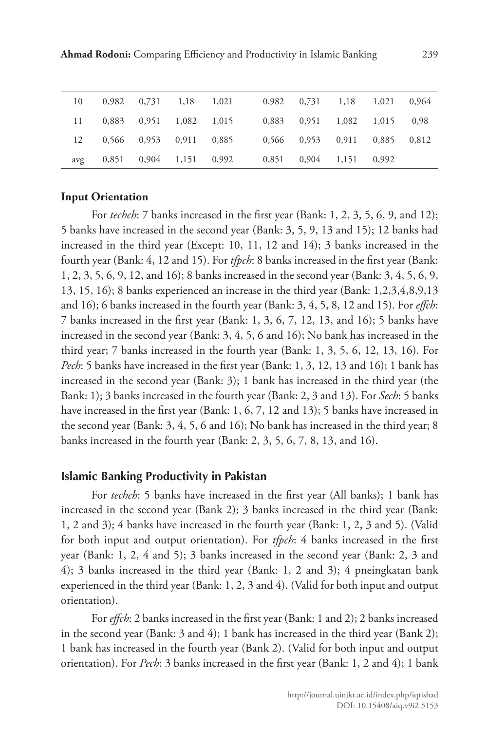| | | | | | | | | | |
|---|---|---|---|---|---|---|---|---|---|
| 10 | 0,982 | 0,731 | 1,18 | 1,021 | 0,982 | 0,731 | 1,18 | 1,021 | 0,964 |
| 11 | 0,883 | 0,951 | 1,082 | 1,015 | 0,883 | 0,951 | 1,082 | 1,015 | 0,98 |
| 12 | 0,566 | 0,953 | 0,911 | 0,885 | 0,566 | 0,953 | 0,911 | 0,885 | 0,812 |
| avg | 0,851 | 0,904 | 1,151 | 0,992 | 0,851 | 0,904 | 1,151 | 0,992 | |

### Input Orientation

For *techch*: 7 banks increased in the first year (Bank: 1, 2, 3, 5, 6, 9, and 12); 5 banks have increased in the second year (Bank: 3, 5, 9, 13 and 15); 12 banks had increased in the third year (Except: 10, 11, 12 and 14); 3 banks increased in the fourth year (Bank: 4, 12 and 15). For *tfpch*: 8 banks increased in the first year (Bank: 1, 2, 3, 5, 6, 9, 12, and 16); 8 banks increased in the second year (Bank: 3, 4, 5, 6, 9, 13, 15, 16); 8 banks experienced an increase in the third year (Bank: 1,2,3,4,8,9,13 and 16); 6 banks increased in the fourth year (Bank: 3, 4, 5, 8, 12 and 15). For *effch*: 7 banks increased in the first year (Bank: 1, 3, 6, 7, 12, 13, and 16); 5 banks have increased in the second year (Bank: 3, 4, 5, 6 and 16); No bank has increased in the third year; 7 banks increased in the fourth year (Bank: 1, 3, 5, 6, 12, 13, 16). For *Pech*: 5 banks have increased in the first year (Bank: 1, 3, 12, 13 and 16); 1 bank has increased in the second year (Bank: 3); 1 bank has increased in the third year (the Bank: 1); 3 banks increased in the fourth year (Bank: 2, 3 and 13). For *Sech*: 5 banks have increased in the first year (Bank: 1, 6, 7, 12 and 13); 5 banks have increased in the second year (Bank: 3, 4, 5, 6 and 16); No bank has increased in the third year; 8 banks increased in the fourth year (Bank: 2, 3, 5, 6, 7, 8, 13, and 16).

### Islamic Banking Productivity in Pakistan

For *techch*: 5 banks have increased in the first year (All banks); 1 bank has increased in the second year (Bank 2); 3 banks increased in the third year (Bank: 1, 2 and 3); 4 banks have increased in the fourth year (Bank: 1, 2, 3 and 5). (Valid for both input and output orientation). For *tfpch*: 4 banks increased in the first year (Bank: 1, 2, 4 and 5); 3 banks increased in the second year (Bank: 2, 3 and 4); 3 banks increased in the third year (Bank: 1, 2 and 3); 4 pneingkatan bank experienced in the third year (Bank: 1, 2, 3 and 4). (Valid for both input and output orientation).

For *effch*: 2 banks increased in the first year (Bank: 1 and 2); 2 banks increased in the second year (Bank: 3 and 4); 1 bank has increased in the third year (Bank 2); 1 bank has increased in the fourth year (Bank 2). (Valid for both input and output orientation). For *Pech*: 3 banks increased in the first year (Bank: 1, 2 and 4); 1 bank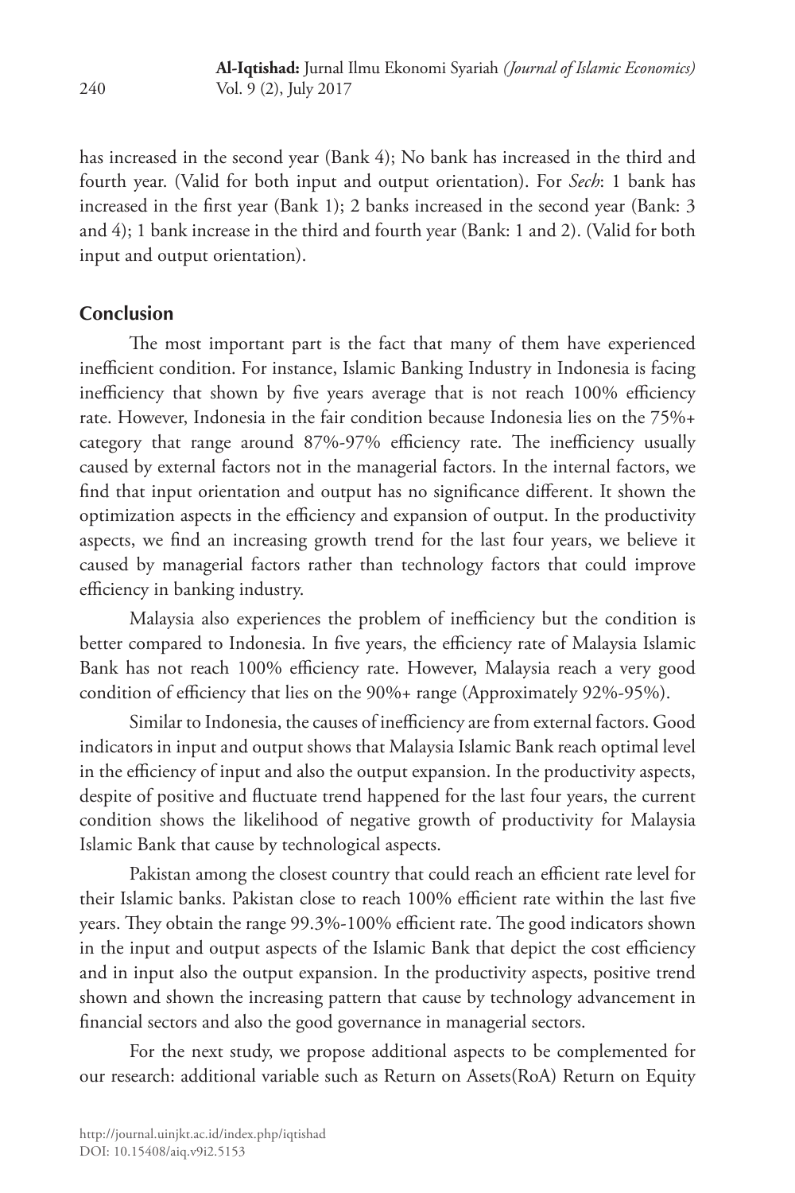has increased in the second year (Bank 4); No bank has increased in the third and fourth year. (Valid for both input and output orientation). For *Sech*: 1 bank has increased in the first year (Bank 1); 2 banks increased in the second year (Bank: 3 and 4); 1 bank increase in the third and fourth year (Bank: 1 and 2). (Valid for both input and output orientation).

## Conclusion

The most important part is the fact that many of them have experienced inefficient condition. For instance, Islamic Banking Industry in Indonesia is facing inefficiency that shown by five years average that is not reach 100% efficiency rate. However, Indonesia in the fair condition because Indonesia lies on the 75%+ category that range around 87%-97% efficiency rate. The inefficiency usually caused by external factors not in the managerial factors. In the internal factors, we find that input orientation and output has no significance different. It shown the optimization aspects in the efficiency and expansion of output. In the productivity aspects, we find an increasing growth trend for the last four years, we believe it caused by managerial factors rather than technology factors that could improve efficiency in banking industry.

Malaysia also experiences the problem of inefficiency but the condition is better compared to Indonesia. In five years, the efficiency rate of Malaysia Islamic Bank has not reach 100% efficiency rate. However, Malaysia reach a very good condition of efficiency that lies on the 90%+ range (Approximately 92%-95%).

Similar to Indonesia, the causes of inefficiency are from external factors. Good indicators in input and output shows that Malaysia Islamic Bank reach optimal level in the efficiency of input and also the output expansion. In the productivity aspects, despite of positive and fluctuate trend happened for the last four years, the current condition shows the likelihood of negative growth of productivity for Malaysia Islamic Bank that cause by technological aspects.

Pakistan among the closest country that could reach an efficient rate level for their Islamic banks. Pakistan close to reach 100% efficient rate within the last five years. They obtain the range 99.3%-100% efficient rate. The good indicators shown in the input and output aspects of the Islamic Bank that depict the cost efficiency and in input also the output expansion. In the productivity aspects, positive trend shown and shown the increasing pattern that cause by technology advancement in financial sectors and also the good governance in managerial sectors.

For the next study, we propose additional aspects to be complemented for our research: additional variable such as Return on Assets(RoA) Return on Equity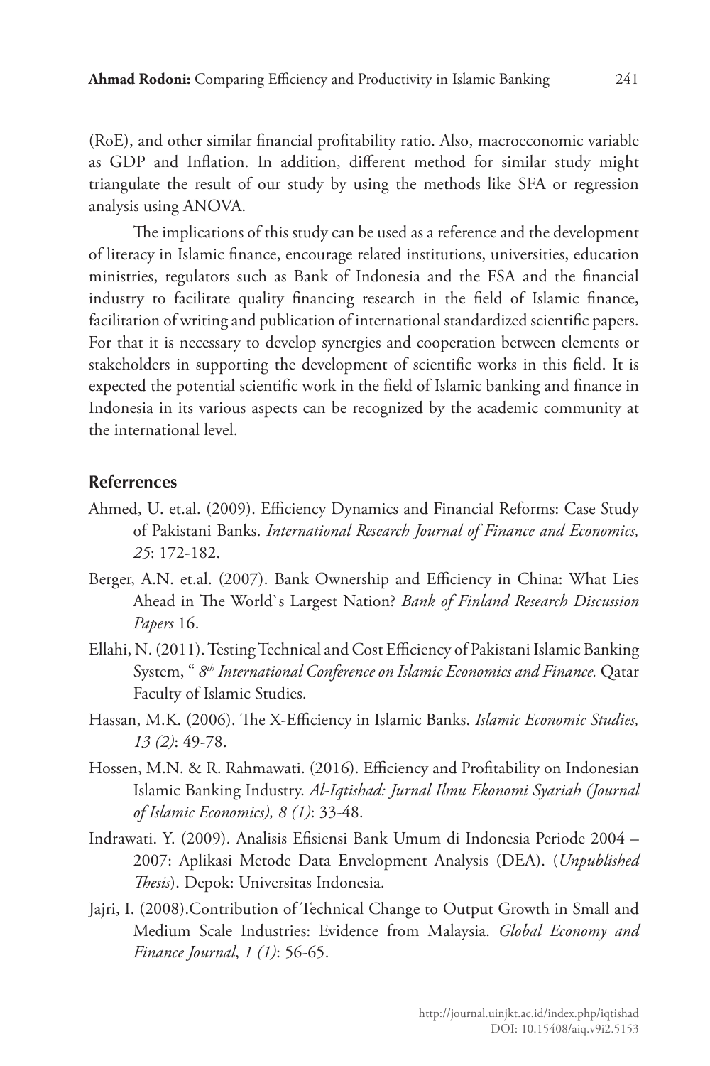(RoE), and other similar financial profitability ratio. Also, macroeconomic variable as GDP and Inflation. In addition, different method for similar study might triangulate the result of our study by using the methods like SFA or regression analysis using ANOVA.

The implications of this study can be used as a reference and the development of literacy in Islamic finance, encourage related institutions, universities, education ministries, regulators such as Bank of Indonesia and the FSA and the financial industry to facilitate quality financing research in the field of Islamic finance, facilitation of writing and publication of international standardized scientific papers. For that it is necessary to develop synergies and cooperation between elements or stakeholders in supporting the development of scientific works in this field. It is expected the potential scientific work in the field of Islamic banking and finance in Indonesia in its various aspects can be recognized by the academic community at the international level.

## Referrences

Ahmed, U. et.al. (2009). Efficiency Dynamics and Financial Reforms: Case Study of Pakistani Banks. *International Research Journal of Finance and Economics, 25*: 172-182.

Berger, A.N. et.al. (2007). Bank Ownership and Efficiency in China: What Lies Ahead in The World`s Largest Nation? *Bank of Finland Research Discussion Papers* 16.

Ellahi, N. (2011). Testing Technical and Cost Efficiency of Pakistani Islamic Banking System, " *8th International Conference on Islamic Economics and Finance.* Qatar Faculty of Islamic Studies.

Hassan, M.K. (2006). The X-Efficiency in Islamic Banks. *Islamic Economic Studies, 13 (2)*: 49-78.

Hossen, M.N. & R. Rahmawati. (2016). Efficiency and Profitability on Indonesian Islamic Banking Industry. *Al-Iqtishad: Jurnal Ilmu Ekonomi Syariah (Journal of Islamic Economics), 8 (1)*: 33-48.

Indrawati. Y. (2009). Analisis Efisiensi Bank Umum di Indonesia Periode 2004 – 2007: Aplikasi Metode Data Envelopment Analysis (DEA). (*Unpublished Thesis*). Depok: Universitas Indonesia.

Jajri, I. (2008).Contribution of Technical Change to Output Growth in Small and Medium Scale Industries: Evidence from Malaysia. *Global Economy and Finance Journal*, *1 (1)*: 56-65.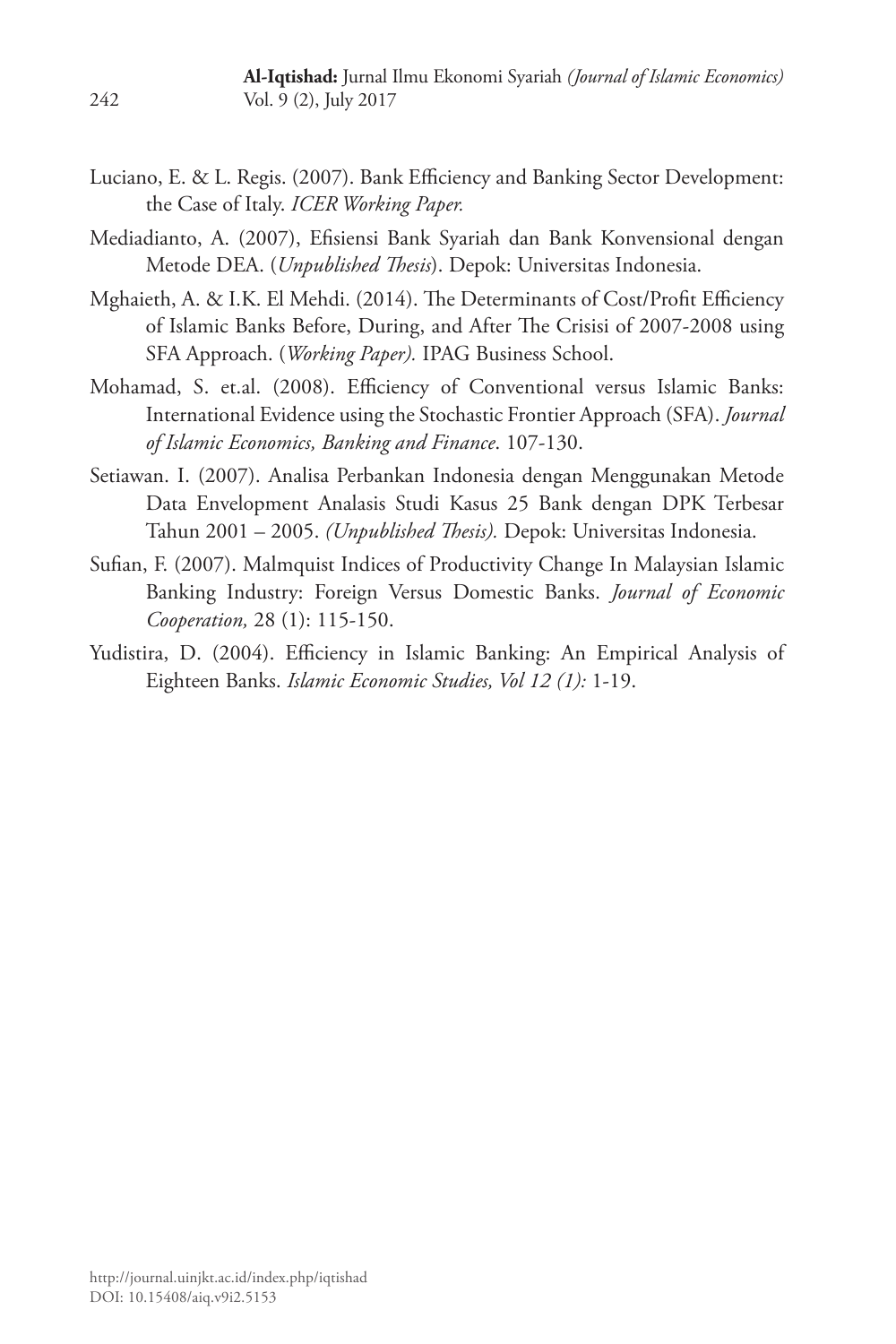Luciano, E. & L. Regis. (2007). Bank Efficiency and Banking Sector Development: the Case of Italy. *ICER Working Paper.*

Mediadianto, A. (2007), Efisiensi Bank Syariah dan Bank Konvensional dengan Metode DEA. (*Unpublished Thesis*). Depok: Universitas Indonesia.

Mghaieth, A. & I.K. El Mehdi. (2014). The Determinants of Cost/Profit Efficiency of Islamic Banks Before, During, and After The Crisisi of 2007-2008 using SFA Approach. (*Working Paper).* IPAG Business School.

Mohamad, S. et.al. (2008). Efficiency of Conventional versus Islamic Banks: International Evidence using the Stochastic Frontier Approach (SFA). *Journal of Islamic Economics, Banking and Finance*. 107-130.

Setiawan. I. (2007). Analisa Perbankan Indonesia dengan Menggunakan Metode Data Envelopment Analasis Studi Kasus 25 Bank dengan DPK Terbesar Tahun 2001 – 2005. *(Unpublished Thesis).* Depok: Universitas Indonesia.

Sufian, F. (2007). Malmquist Indices of Productivity Change In Malaysian Islamic Banking Industry: Foreign Versus Domestic Banks. *Journal of Economic Cooperation,* 28 (1): 115-150.

Yudistira, D. (2004). Efficiency in Islamic Banking: An Empirical Analysis of Eighteen Banks. *Islamic Economic Studies, Vol 12 (1):* 1-19.